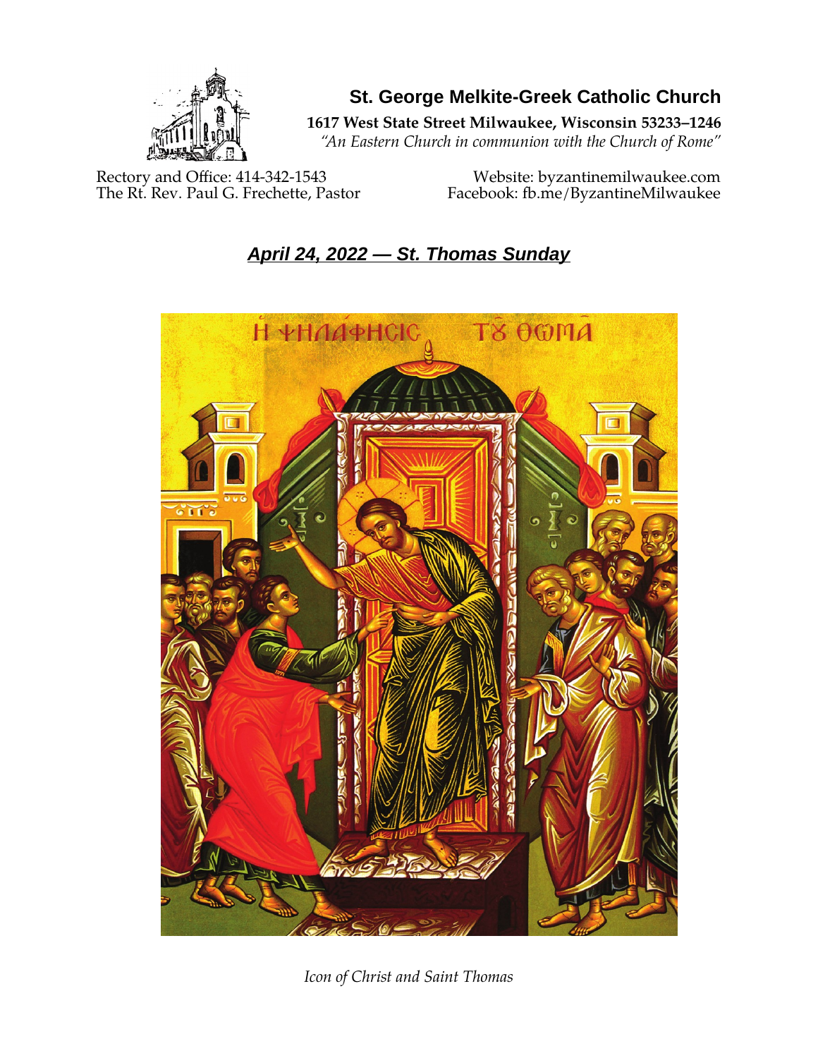# St. George Melkite-Greek Catholic Church

**1617 West State Street Milwaukee, Wisconsin 53233–1246**

*"An Eastern Church in communion with the Church of Rome"*

Rectory and Office: 414-342-1543
The Rt. Rev. Paul G. Frechette, Pastor

Website: byzantinemilwaukee.com
Facebook: fb.me/ByzantineMilwaukee

## ***April 24, 2022 — St. Thomas Sunday***

*Icon of Christ and Saint Thomas*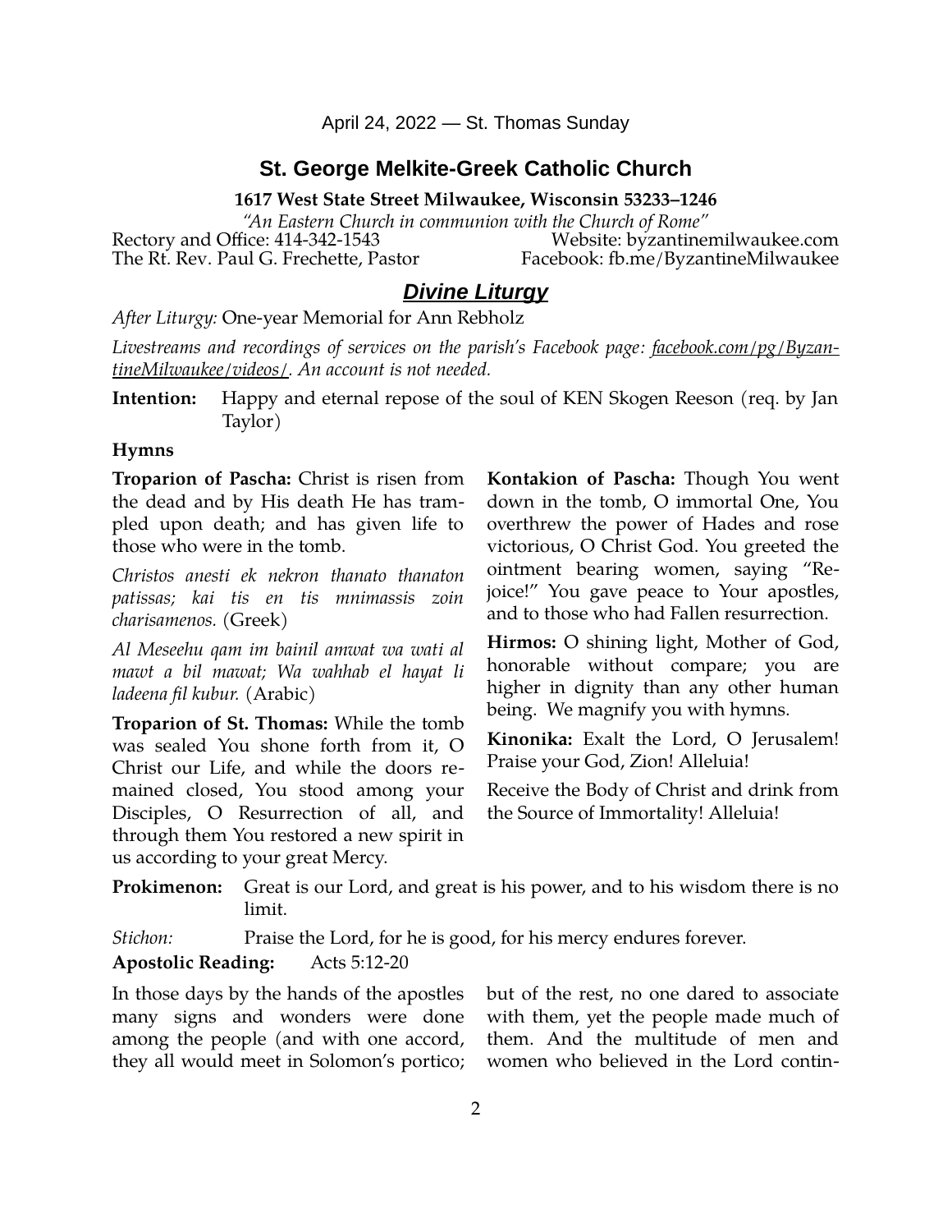April 24, 2022 — St. Thomas Sunday

# St. George Melkite-Greek Catholic Church

**1617 West State Street Milwaukee, Wisconsin 53233–1246**

*"An Eastern Church in communion with the Church of Rome"*

Rectory and Office: 414-342-1543 Website: byzantinemilwaukee.com
The Rt. Rev. Paul G. Frechette, Pastor Facebook: fb.me/ByzantineMilwaukee

## ***Divine Liturgy***

*After Liturgy:* One-year Memorial for Ann Rebholz

*Livestreams and recordings of services on the parish's Facebook page: facebook.com/pg/ByzantineMilwaukee/videos/. An account is not needed.*

**Intention:** Happy and eternal repose of the soul of KEN Skogen Reeson (req. by Jan Taylor)

**Hymns**

**Troparion of Pascha:** Christ is risen from the dead and by His death He has trampled upon death; and has given life to those who were in the tomb.

*Christos anesti ek nekron thanato thanaton patissas; kai tis en tis mnimassis zoin charisamenos.* (Greek)

*Al Meseehu qam im bainil amwat wa wati al mawt a bil mawat; Wa wahhab el hayat li ladeena fil kubur.* (Arabic)

**Troparion of St. Thomas:** While the tomb was sealed You shone forth from it, O Christ our Life, and while the doors remained closed, You stood among your Disciples, O Resurrection of all, and through them You restored a new spirit in us according to your great Mercy.

**Kontakion of Pascha:** Though You went down in the tomb, O immortal One, You overthrew the power of Hades and rose victorious, O Christ God. You greeted the ointment bearing women, saying "Rejoice!" You gave peace to Your apostles, and to those who had Fallen resurrection.

**Hirmos:** O shining light, Mother of God, honorable without compare; you are higher in dignity than any other human being. We magnify you with hymns.

**Kinonika:** Exalt the Lord, O Jerusalem! Praise your God, Zion! Alleluia!

Receive the Body of Christ and drink from the Source of Immortality! Alleluia!

**Prokimenon:** Great is our Lord, and great is his power, and to his wisdom there is no limit.

*Stichon:* Praise the Lord, for he is good, for his mercy endures forever.

**Apostolic Reading:** Acts 5:12-20

In those days by the hands of the apostles many signs and wonders were done among the people (and with one accord, they all would meet in Solomon's portico; but of the rest, no one dared to associate with them, yet the people made much of them. And the multitude of men and women who believed in the Lord contin-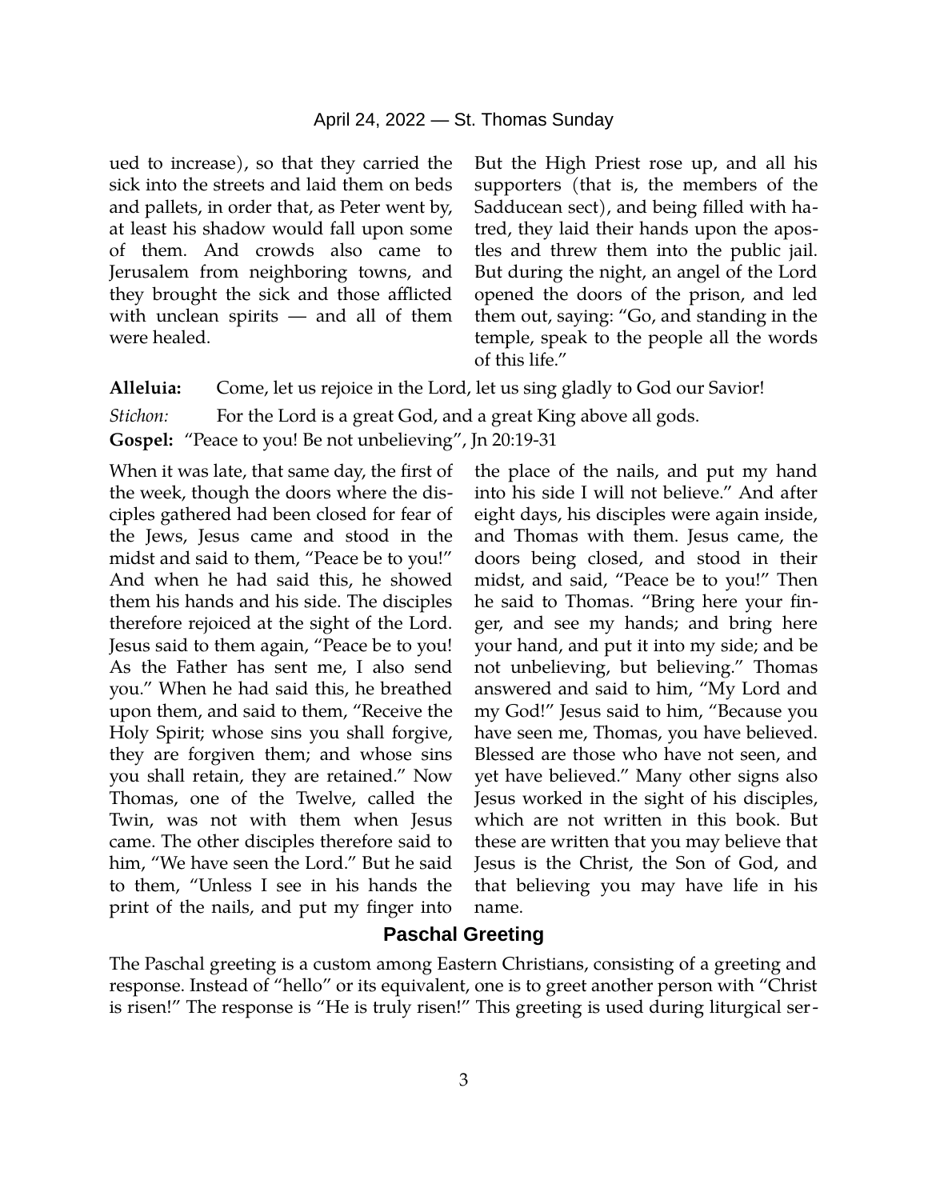ued to increase), so that they carried the sick into the streets and laid them on beds and pallets, in order that, as Peter went by, at least his shadow would fall upon some of them. And crowds also came to Jerusalem from neighboring towns, and they brought the sick and those afflicted with unclean spirits — and all of them were healed. But the High Priest rose up, and all his supporters (that is, the members of the Sadducean sect), and being filled with hatred, they laid their hands upon the apostles and threw them into the public jail. But during the night, an angel of the Lord opened the doors of the prison, and led them out, saying: "Go, and standing in the temple, speak to the people all the words of this life."

**Alleluia:** Come, let us rejoice in the Lord, let us sing gladly to God our Savior!

*Stichon:* For the Lord is a great God, and a great King above all gods.

**Gospel:** "Peace to you! Be not unbelieving", Jn 20:19-31

When it was late, that same day, the first of the week, though the doors where the disciples gathered had been closed for fear of the Jews, Jesus came and stood in the midst and said to them, "Peace be to you!" And when he had said this, he showed them his hands and his side. The disciples therefore rejoiced at the sight of the Lord. Jesus said to them again, "Peace be to you! As the Father has sent me, I also send you." When he had said this, he breathed upon them, and said to them, "Receive the Holy Spirit; whose sins you shall forgive, they are forgiven them; and whose sins you shall retain, they are retained." Now Thomas, one of the Twelve, called the Twin, was not with them when Jesus came. The other disciples therefore said to him, "We have seen the Lord." But he said to them, "Unless I see in his hands the print of the nails, and put my finger into the place of the nails, and put my hand into his side I will not believe." And after eight days, his disciples were again inside, and Thomas with them. Jesus came, the doors being closed, and stood in their midst, and said, "Peace be to you!" Then he said to Thomas. "Bring here your finger, and see my hands; and bring here your hand, and put it into my side; and be not unbelieving, but believing." Thomas answered and said to him, "My Lord and my God!" Jesus said to him, "Because you have seen me, Thomas, you have believed. Blessed are those who have not seen, and yet have believed." Many other signs also Jesus worked in the sight of his disciples, which are not written in this book. But these are written that you may believe that Jesus is the Christ, the Son of God, and that believing you may have life in his name.

## Paschal Greeting

The Paschal greeting is a custom among Eastern Christians, consisting of a greeting and response. Instead of "hello" or its equivalent, one is to greet another person with "Christ is risen!" The response is "He is truly risen!" This greeting is used during liturgical ser-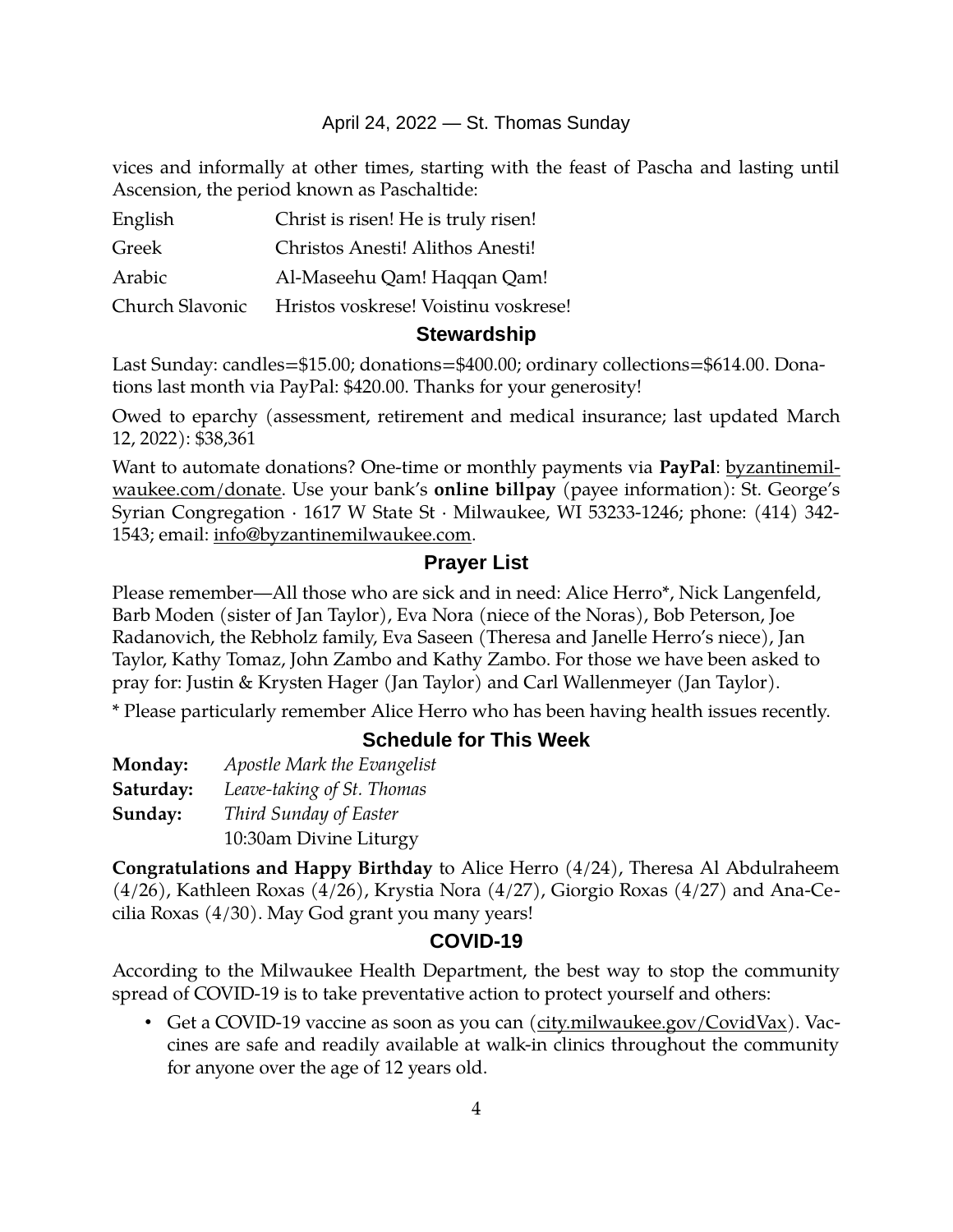vices and informally at other times, starting with the feast of Pascha and lasting until Ascension, the period known as Paschaltide:

| | |
|---|---|
| English | Christ is risen! He is truly risen! |
| Greek | Christos Anesti! Alithos Anesti! |
| Arabic | Al-Maseehu Qam! Haqqan Qam! |
| Church Slavonic | Hristos voskrese! Voistinu voskrese! |

## Stewardship

Last Sunday: candles=$15.00; donations=$400.00; ordinary collections=$614.00. Donations last month via PayPal: $420.00. Thanks for your generosity!

Owed to eparchy (assessment, retirement and medical insurance; last updated March 12, 2022): $38,361

Want to automate donations? One-time or monthly payments via **PayPal**: byzantinemilwaukee.com/donate. Use your bank's **online billpay** (payee information): St. George's Syrian Congregation · 1617 W State St · Milwaukee, WI 53233-1246; phone: (414) 342-1543; email: info@byzantinemilwaukee.com.

## Prayer List

Please remember—All those who are sick and in need: Alice Herro*, Nick Langenfeld, Barb Moden (sister of Jan Taylor), Eva Nora (niece of the Noras), Bob Peterson, Joe Radanovich, the Rebholz family, Eva Saseen (Theresa and Janelle Herro's niece), Jan Taylor, Kathy Tomaz, John Zambo and Kathy Zambo. For those we have been asked to pray for: Justin & Krysten Hager (Jan Taylor) and Carl Wallenmeyer (Jan Taylor).

* Please particularly remember Alice Herro who has been having health issues recently.

## Schedule for This Week

**Monday:** *Apostle Mark the Evangelist*
**Saturday:** *Leave-taking of St. Thomas*
**Sunday:** *Third Sunday of Easter*
10:30am Divine Liturgy

**Congratulations and Happy Birthday** to Alice Herro (4/24), Theresa Al Abdulraheem (4/26), Kathleen Roxas (4/26), Krystia Nora (4/27), Giorgio Roxas (4/27) and Ana-Cecilia Roxas (4/30). May God grant you many years!

## COVID-19

According to the Milwaukee Health Department, the best way to stop the community spread of COVID-19 is to take preventative action to protect yourself and others:

- Get a COVID-19 vaccine as soon as you can (city.milwaukee.gov/CovidVax). Vaccines are safe and readily available at walk-in clinics throughout the community for anyone over the age of 12 years old.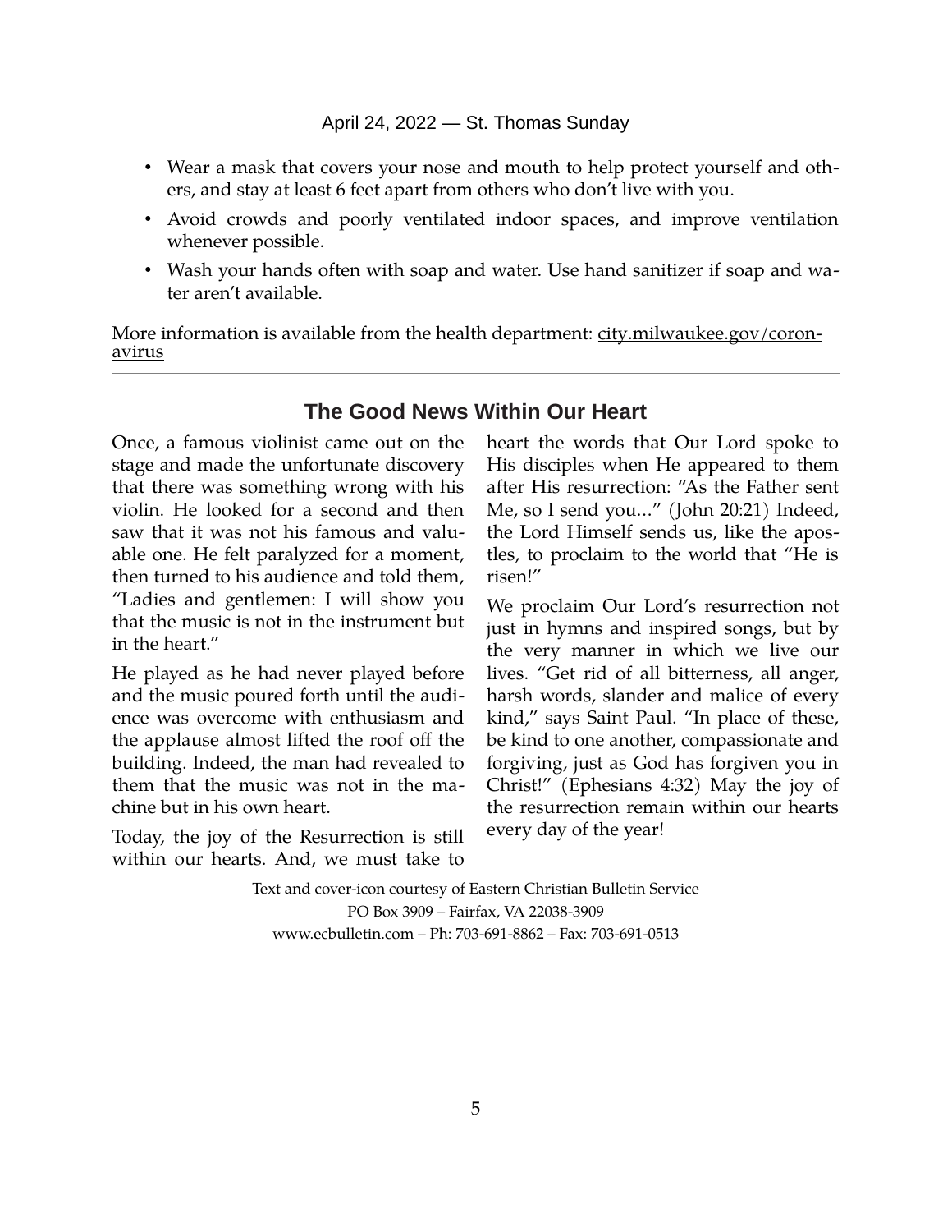- Wear a mask that covers your nose and mouth to help protect yourself and others, and stay at least 6 feet apart from others who don't live with you.
- Avoid crowds and poorly ventilated indoor spaces, and improve ventilation whenever possible.
- Wash your hands often with soap and water. Use hand sanitizer if soap and water aren't available.

More information is available from the health department: city.milwaukee.gov/coronavirus

---

## The Good News Within Our Heart

Once, a famous violinist came out on the stage and made the unfortunate discovery that there was something wrong with his violin. He looked for a second and then saw that it was not his famous and valuable one. He felt paralyzed for a moment, then turned to his audience and told them, "Ladies and gentlemen: I will show you that the music is not in the instrument but in the heart."

He played as he had never played before and the music poured forth until the audience was overcome with enthusiasm and the applause almost lifted the roof off the building. Indeed, the man had revealed to them that the music was not in the machine but in his own heart.

Today, the joy of the Resurrection is still within our hearts. And, we must take to heart the words that Our Lord spoke to His disciples when He appeared to them after His resurrection: "As the Father sent Me, so I send you..." (John 20:21) Indeed, the Lord Himself sends us, like the apostles, to proclaim to the world that "He is risen!"

We proclaim Our Lord's resurrection not just in hymns and inspired songs, but by the very manner in which we live our lives. "Get rid of all bitterness, all anger, harsh words, slander and malice of every kind," says Saint Paul. "In place of these, be kind to one another, compassionate and forgiving, just as God has forgiven you in Christ!" (Ephesians 4:32) May the joy of the resurrection remain within our hearts every day of the year!

Text and cover-icon courtesy of Eastern Christian Bulletin Service
PO Box 3909 – Fairfax, VA 22038-3909
www.ecbulletin.com – Ph: 703-691-8862 – Fax: 703-691-0513